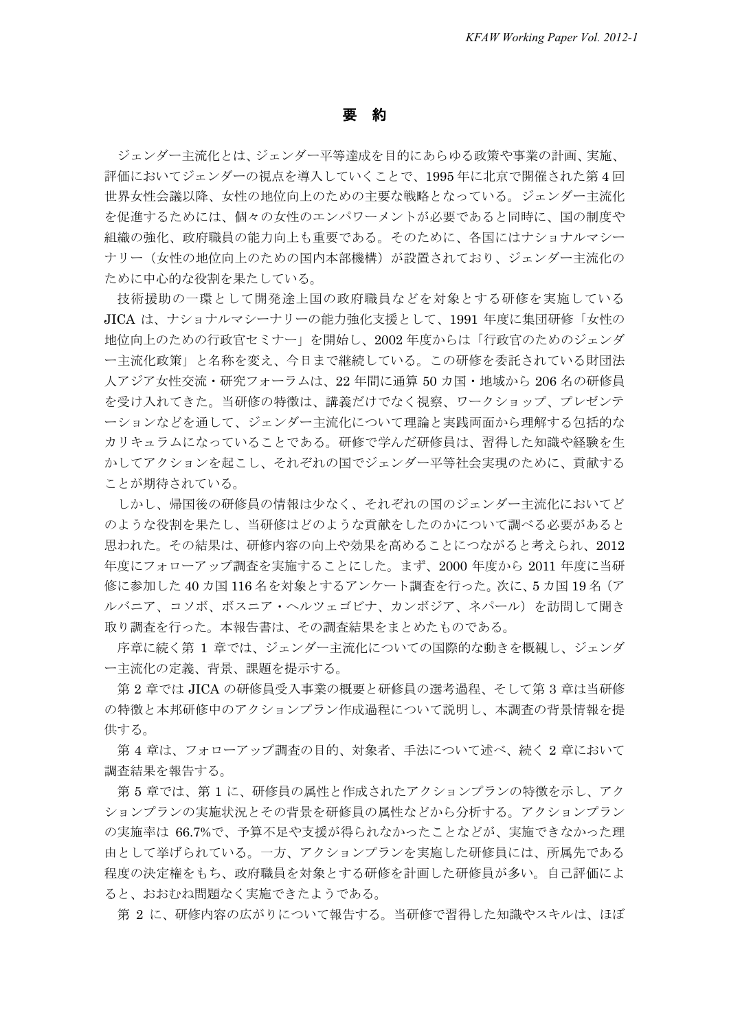# 要　約

ジェンダー主流化とは、ジェンダー平等達成を目的にあらゆる政策や事業の計画、実施、評価においてジェンダーの視点を導入していくことで、1995 年に北京で開催された第 4 回世界女性会議以降、女性の地位向上のための主要な戦略となっている。ジェンダー主流化を促進するためには、個々の女性のエンパワーメントが必要であると同時に、国の制度や組織の強化、政府職員の能力向上も重要である。そのために、各国にはナショナルマシーナリー（女性の地位向上のための国内本部機構）が設置されており、ジェンダー主流化のために中心的な役割を果たしている。

技術援助の一環として開発途上国の政府職員などを対象とする研修を実施している JICA は、ナショナルマシーナリーの能力強化支援として、1991 年度に集団研修「女性の地位向上のための行政官セミナー」を開始し、2002 年度からは「行政官のためのジェンダー主流化政策」と名称を変え、今日まで継続している。この研修を委託されている財団法人アジア女性交流・研究フォーラムは、22 年間に通算 50 カ国・地域から 206 名の研修員を受け入れてきた。当研修の特徴は、講義だけでなく視察、ワークショップ、プレゼンテーションなどを通して、ジェンダー主流化について理論と実践両面から理解する包括的なカリキュラムになっていることである。研修で学んだ研修員は、習得した知識や経験を生かしてアクションを起こし、それぞれの国でジェンダー平等社会実現のために、貢献することが期待されている。

しかし、帰国後の研修員の情報は少なく、それぞれの国のジェンダー主流化においてどのような役割を果たし、当研修はどのような貢献をしたのかについて調べる必要があると思われた。その結果は、研修内容の向上や効果を高めることにつながると考えられ、2012 年度にフォローアップ調査を実施することにした。まず、2000 年度から 2011 年度に当研修に参加した 40 カ国 116 名を対象とするアンケート調査を行った。次に、5 カ国 19 名（アルバニア、コソボ、ボスニア・ヘルツェゴビナ、カンボジア、ネパール）を訪問して聞き取り調査を行った。本報告書は、その調査結果をまとめたものである。

序章に続く第 1 章では、ジェンダー主流化についての国際的な動きを概観し、ジェンダー主流化の定義、背景、課題を提示する。

第 2 章では JICA の研修員受入事業の概要と研修員の選考過程、そして第 3 章は当研修の特徴と本邦研修中のアクションプラン作成過程について説明し、本調査の背景情報を提供する。

第 4 章は、フォローアップ調査の目的、対象者、手法について述べ、続く 2 章において調査結果を報告する。

第 5 章では、第 1 に、研修員の属性と作成されたアクションプランの特徴を示し、アクションプランの実施状況とその背景を研修員の属性などから分析する。アクションプランの実施率は 66.7%で、予算不足や支援が得られなかったことなどが、実施できなかった理由として挙げられている。一方、アクションプランを実施した研修員には、所属先である程度の決定権をもち、政府職員を対象とする研修を計画した研修員が多い。自己評価によると、おおむね問題なく実施できたようである。

第 2 に、研修内容の広がりについて報告する。当研修で習得した知識やスキルは、ほぼ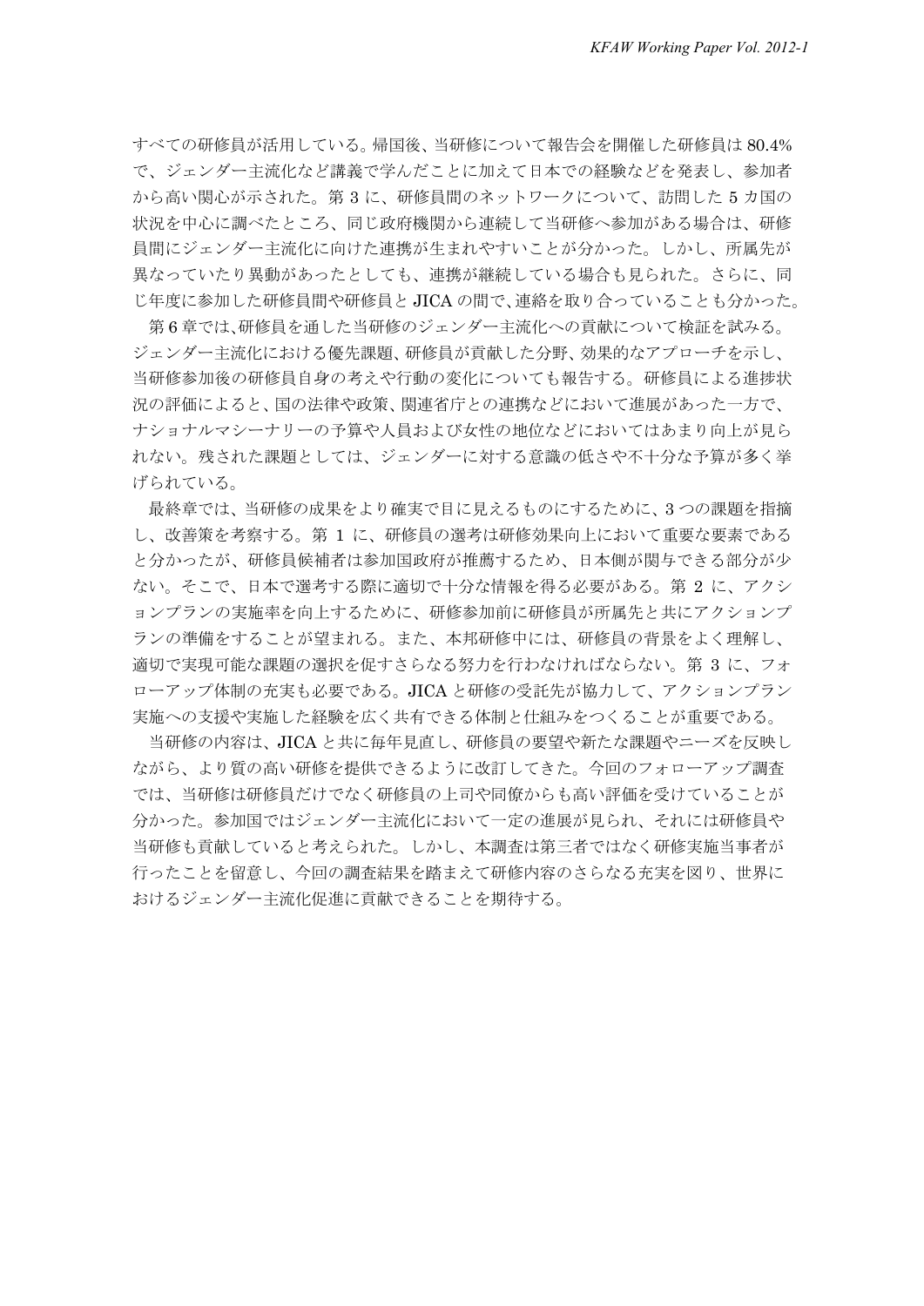すべての研修員が活用している。帰国後、当研修について報告会を開催した研修員は 80.4%で、ジェンダー主流化など講義で学んだことに加えて日本での経験などを発表し、参加者から高い関心が示された。第 3 に、研修員間のネットワークについて、訪問した 5 カ国の状況を中心に調べたところ、同じ政府機関から連続して当研修へ参加がある場合は、研修員間にジェンダー主流化に向けた連携が生まれやすいことが分かった。しかし、所属先が異なっていたり異動があったとしても、連携が継続している場合も見られた。さらに、同じ年度に参加した研修員間や研修員と JICA の間で、連絡を取り合っていることも分かった。

第 6 章では、研修員を通した当研修のジェンダー主流化への貢献について検証を試みる。ジェンダー主流化における優先課題、研修員が貢献した分野、効果的なアプローチを示し、当研修参加後の研修員自身の考えや行動の変化についても報告する。研修員による進捗状況の評価によると、国の法律や政策、関連省庁との連携などにおいて進展があった一方で、ナショナルマシーナリーの予算や人員および女性の地位などにおいてはあまり向上が見られない。残された課題としては、ジェンダーに対する意識の低さや不十分な予算が多く挙げられている。

最終章では、当研修の成果をより確実で目に見えるものにするために、3 つの課題を指摘し、改善策を考察する。第 1 に、研修員の選考は研修効果向上において重要な要素であると分かったが、研修員候補者は参加国政府が推薦するため、日本側が関与できる部分が少ない。そこで、日本で選考する際に適切で十分な情報を得る必要がある。第 2 に、アクションプランの実施率を向上するために、研修参加前に研修員が所属先と共にアクションプランの準備をすることが望まれる。また、本邦研修中には、研修員の背景をよく理解し、適切で実現可能な課題の選択を促すさらなる努力を行わなければならない。第 3 に、フォローアップ体制の充実も必要である。JICA と研修の受託先が協力して、アクションプラン実施への支援や実施した経験を広く共有できる体制と仕組みをつくることが重要である。

当研修の内容は、JICA と共に毎年見直し、研修員の要望や新たな課題やニーズを反映しながら、より質の高い研修を提供できるように改訂してきた。今回のフォローアップ調査では、当研修は研修員だけでなく研修員の上司や同僚からも高い評価を受けていることが分かった。参加国ではジェンダー主流化において一定の進展が見られ、それには研修員や当研修も貢献していると考えられた。しかし、本調査は第三者ではなく研修実施当事者が行ったことを留意し、今回の調査結果を踏まえて研修内容のさらなる充実を図り、世界におけるジェンダー主流化促進に貢献できることを期待する。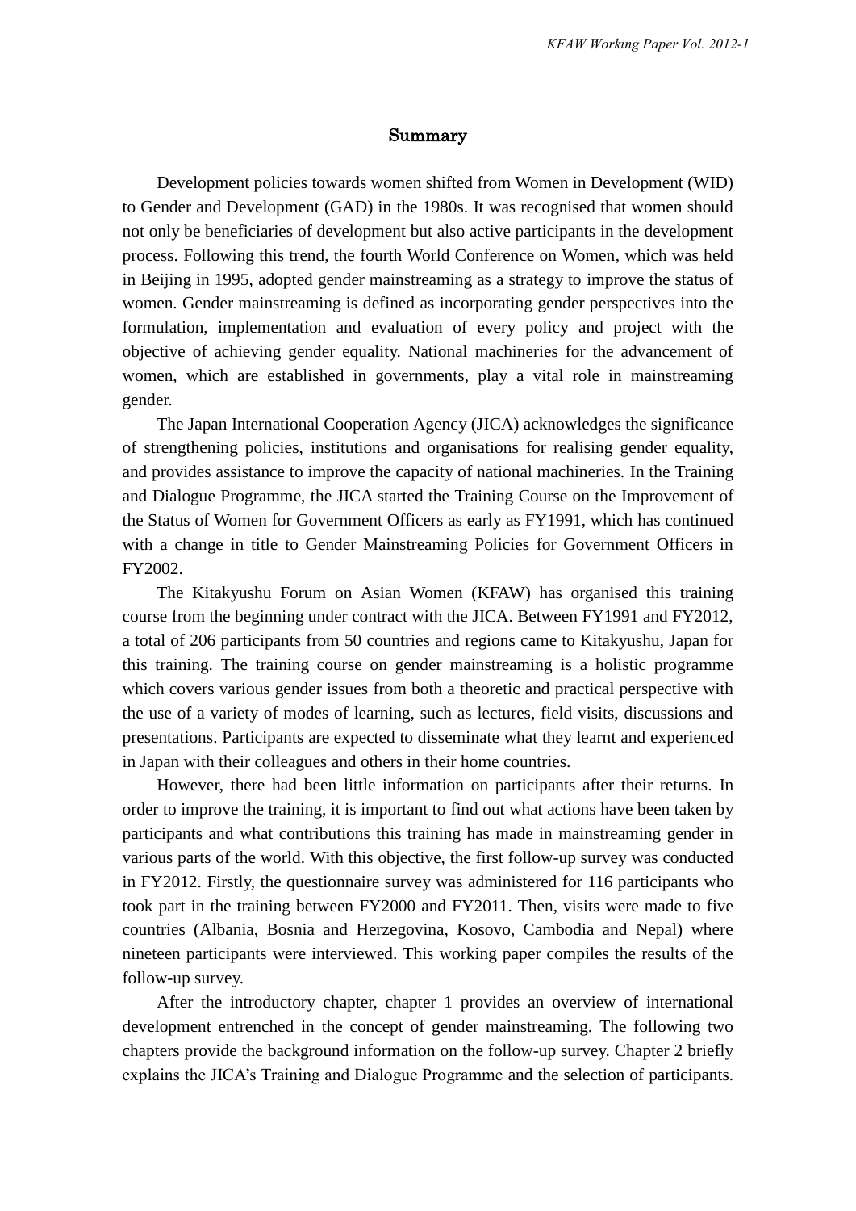## Summary

Development policies towards women shifted from Women in Development (WID) to Gender and Development (GAD) in the 1980s. It was recognised that women should not only be beneficiaries of development but also active participants in the development process. Following this trend, the fourth World Conference on Women, which was held in Beijing in 1995, adopted gender mainstreaming as a strategy to improve the status of women. Gender mainstreaming is defined as incorporating gender perspectives into the formulation, implementation and evaluation of every policy and project with the objective of achieving gender equality. National machineries for the advancement of women, which are established in governments, play a vital role in mainstreaming gender.

The Japan International Cooperation Agency (JICA) acknowledges the significance of strengthening policies, institutions and organisations for realising gender equality, and provides assistance to improve the capacity of national machineries. In the Training and Dialogue Programme, the JICA started the Training Course on the Improvement of the Status of Women for Government Officers as early as FY1991, which has continued with a change in title to Gender Mainstreaming Policies for Government Officers in FY2002.

The Kitakyushu Forum on Asian Women (KFAW) has organised this training course from the beginning under contract with the JICA. Between FY1991 and FY2012, a total of 206 participants from 50 countries and regions came to Kitakyushu, Japan for this training. The training course on gender mainstreaming is a holistic programme which covers various gender issues from both a theoretic and practical perspective with the use of a variety of modes of learning, such as lectures, field visits, discussions and presentations. Participants are expected to disseminate what they learnt and experienced in Japan with their colleagues and others in their home countries.

However, there had been little information on participants after their returns. In order to improve the training, it is important to find out what actions have been taken by participants and what contributions this training has made in mainstreaming gender in various parts of the world. With this objective, the first follow-up survey was conducted in FY2012. Firstly, the questionnaire survey was administered for 116 participants who took part in the training between FY2000 and FY2011. Then, visits were made to five countries (Albania, Bosnia and Herzegovina, Kosovo, Cambodia and Nepal) where nineteen participants were interviewed. This working paper compiles the results of the follow-up survey.

After the introductory chapter, chapter 1 provides an overview of international development entrenched in the concept of gender mainstreaming. The following two chapters provide the background information on the follow-up survey. Chapter 2 briefly explains the JICA's Training and Dialogue Programme and the selection of participants.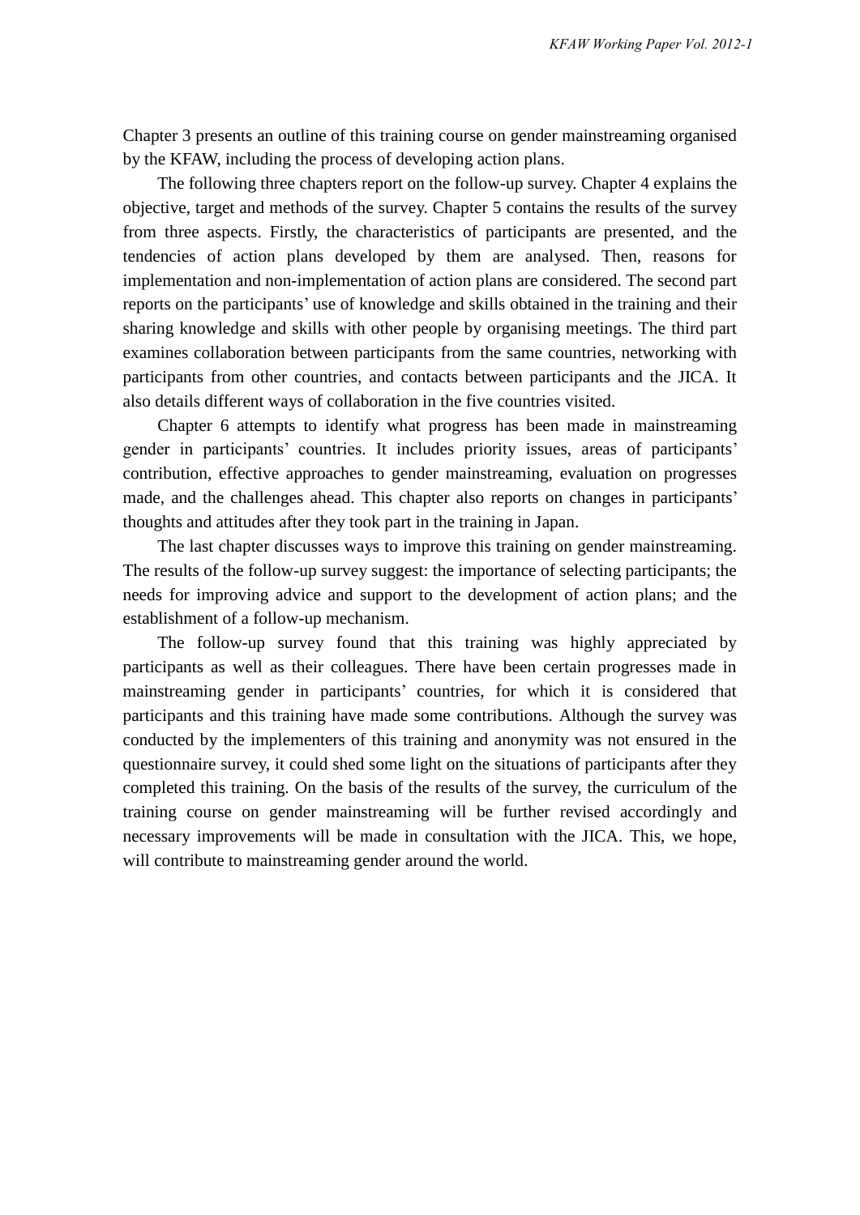Chapter 3 presents an outline of this training course on gender mainstreaming organised by the KFAW, including the process of developing action plans.

The following three chapters report on the follow-up survey. Chapter 4 explains the objective, target and methods of the survey. Chapter 5 contains the results of the survey from three aspects. Firstly, the characteristics of participants are presented, and the tendencies of action plans developed by them are analysed. Then, reasons for implementation and non-implementation of action plans are considered. The second part reports on the participants' use of knowledge and skills obtained in the training and their sharing knowledge and skills with other people by organising meetings. The third part examines collaboration between participants from the same countries, networking with participants from other countries, and contacts between participants and the JICA. It also details different ways of collaboration in the five countries visited.

Chapter 6 attempts to identify what progress has been made in mainstreaming gender in participants' countries. It includes priority issues, areas of participants' contribution, effective approaches to gender mainstreaming, evaluation on progresses made, and the challenges ahead. This chapter also reports on changes in participants' thoughts and attitudes after they took part in the training in Japan.

The last chapter discusses ways to improve this training on gender mainstreaming. The results of the follow-up survey suggest: the importance of selecting participants; the needs for improving advice and support to the development of action plans; and the establishment of a follow-up mechanism.

The follow-up survey found that this training was highly appreciated by participants as well as their colleagues. There have been certain progresses made in mainstreaming gender in participants' countries, for which it is considered that participants and this training have made some contributions. Although the survey was conducted by the implementers of this training and anonymity was not ensured in the questionnaire survey, it could shed some light on the situations of participants after they completed this training. On the basis of the results of the survey, the curriculum of the training course on gender mainstreaming will be further revised accordingly and necessary improvements will be made in consultation with the JICA. This, we hope, will contribute to mainstreaming gender around the world.